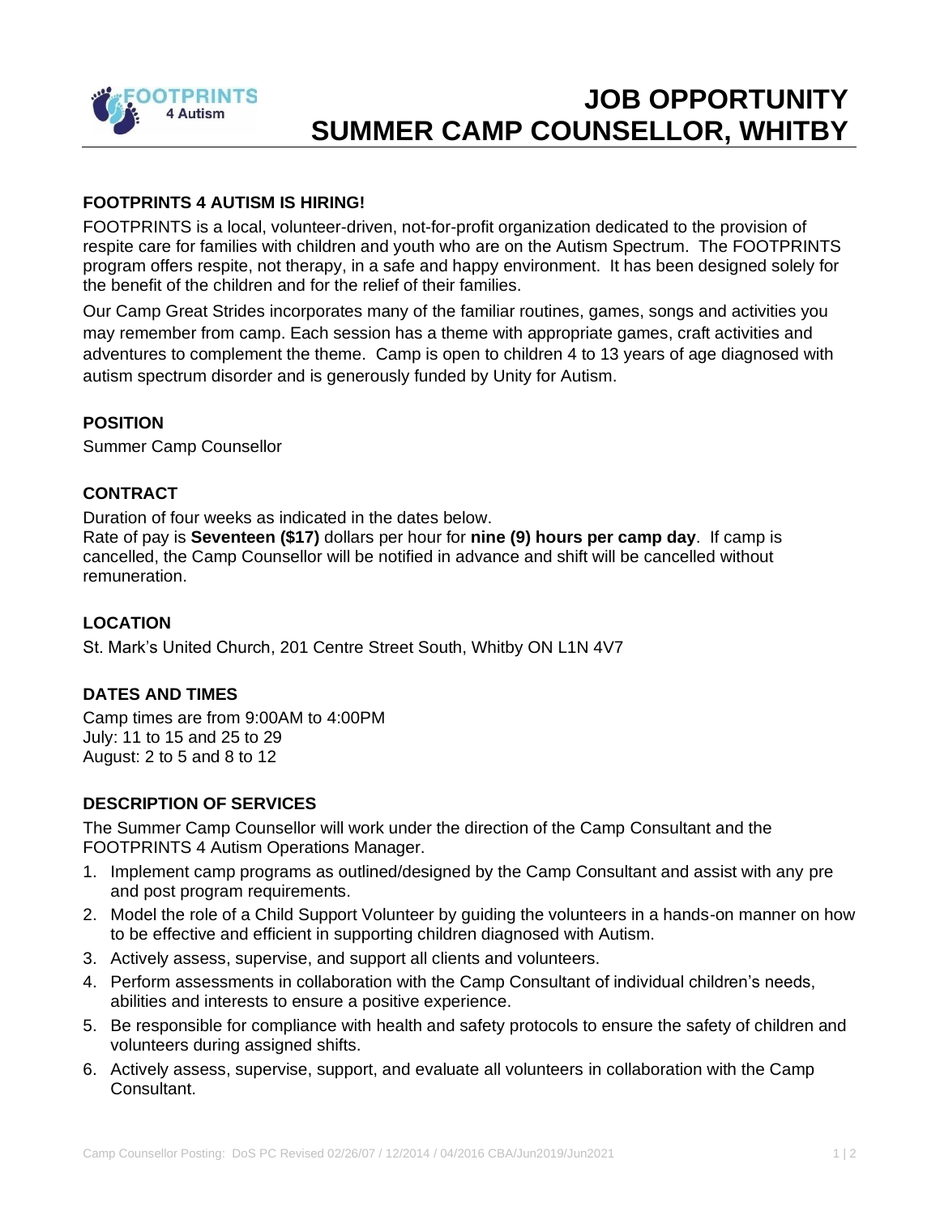# JOB OPPORTUNITY
# SUMMER CAMP COUNSELLOR, WHITBY

### FOOTPRINTS 4 AUTISM IS HIRING!

FOOTPRINTS is a local, volunteer-driven, not-for-profit organization dedicated to the provision of respite care for families with children and youth who are on the Autism Spectrum. The FOOTPRINTS program offers respite, not therapy, in a safe and happy environment. It has been designed solely for the benefit of the children and for the relief of their families.

Our Camp Great Strides incorporates many of the familiar routines, games, songs and activities you may remember from camp. Each session has a theme with appropriate games, craft activities and adventures to complement the theme. Camp is open to children 4 to 13 years of age diagnosed with autism spectrum disorder and is generously funded by Unity for Autism.

### POSITION

Summer Camp Counsellor

### CONTRACT

Duration of four weeks as indicated in the dates below.
Rate of pay is **Seventeen ($17)** dollars per hour for **nine (9) hours per camp day**. If camp is cancelled, the Camp Counsellor will be notified in advance and shift will be cancelled without remuneration.

### LOCATION

St. Mark's United Church, 201 Centre Street South, Whitby ON L1N 4V7

### DATES AND TIMES

Camp times are from 9:00AM to 4:00PM
July: 11 to 15 and 25 to 29
August: 2 to 5 and 8 to 12

### DESCRIPTION OF SERVICES

The Summer Camp Counsellor will work under the direction of the Camp Consultant and the FOOTPRINTS 4 Autism Operations Manager.

1. Implement camp programs as outlined/designed by the Camp Consultant and assist with any pre and post program requirements.
2. Model the role of a Child Support Volunteer by guiding the volunteers in a hands-on manner on how to be effective and efficient in supporting children diagnosed with Autism.
3. Actively assess, supervise, and support all clients and volunteers.
4. Perform assessments in collaboration with the Camp Consultant of individual children's needs, abilities and interests to ensure a positive experience.
5. Be responsible for compliance with health and safety protocols to ensure the safety of children and volunteers during assigned shifts.
6. Actively assess, supervise, support, and evaluate all volunteers in collaboration with the Camp Consultant.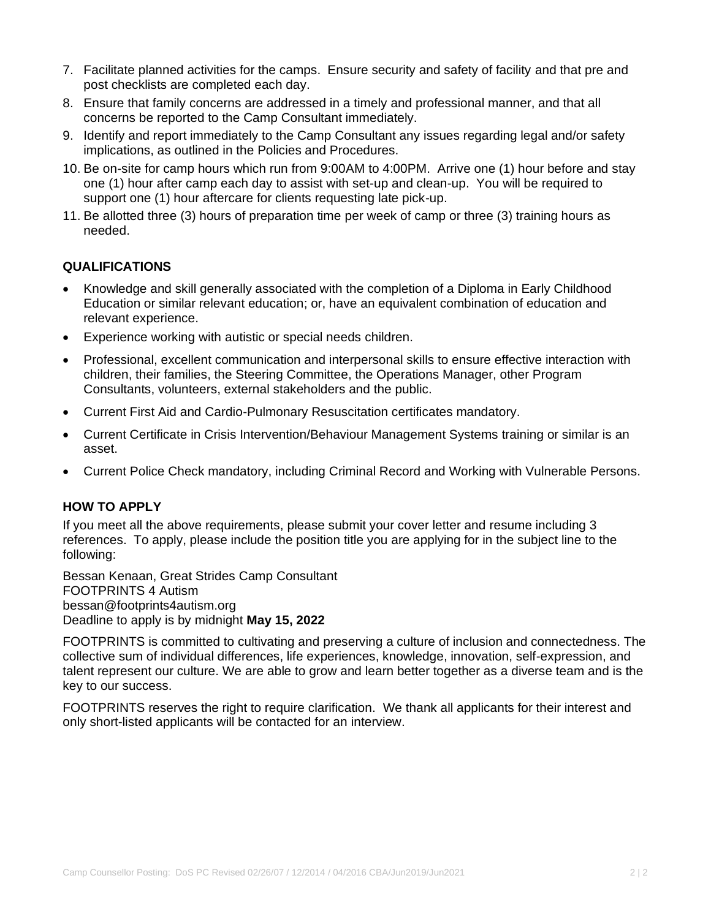7. Facilitate planned activities for the camps. Ensure security and safety of facility and that pre and post checklists are completed each day.
8. Ensure that family concerns are addressed in a timely and professional manner, and that all concerns be reported to the Camp Consultant immediately.
9. Identify and report immediately to the Camp Consultant any issues regarding legal and/or safety implications, as outlined in the Policies and Procedures.
10. Be on-site for camp hours which run from 9:00AM to 4:00PM. Arrive one (1) hour before and stay one (1) hour after camp each day to assist with set-up and clean-up. You will be required to support one (1) hour aftercare for clients requesting late pick-up.
11. Be allotted three (3) hours of preparation time per week of camp or three (3) training hours as needed.

**QUALIFICATIONS**

- Knowledge and skill generally associated with the completion of a Diploma in Early Childhood Education or similar relevant education; or, have an equivalent combination of education and relevant experience.
- Experience working with autistic or special needs children.
- Professional, excellent communication and interpersonal skills to ensure effective interaction with children, their families, the Steering Committee, the Operations Manager, other Program Consultants, volunteers, external stakeholders and the public.
- Current First Aid and Cardio-Pulmonary Resuscitation certificates mandatory.
- Current Certificate in Crisis Intervention/Behaviour Management Systems training or similar is an asset.
- Current Police Check mandatory, including Criminal Record and Working with Vulnerable Persons.

**HOW TO APPLY**

If you meet all the above requirements, please submit your cover letter and resume including 3 references. To apply, please include the position title you are applying for in the subject line to the following:

Bessan Kenaan, Great Strides Camp Consultant
FOOTPRINTS 4 Autism
bessan@footprints4autism.org
Deadline to apply is by midnight **May 15, 2022**

FOOTPRINTS is committed to cultivating and preserving a culture of inclusion and connectedness. The collective sum of individual differences, life experiences, knowledge, innovation, self-expression, and talent represent our culture. We are able to grow and learn better together as a diverse team and is the key to our success.

FOOTPRINTS reserves the right to require clarification. We thank all applicants for their interest and only short-listed applicants will be contacted for an interview.